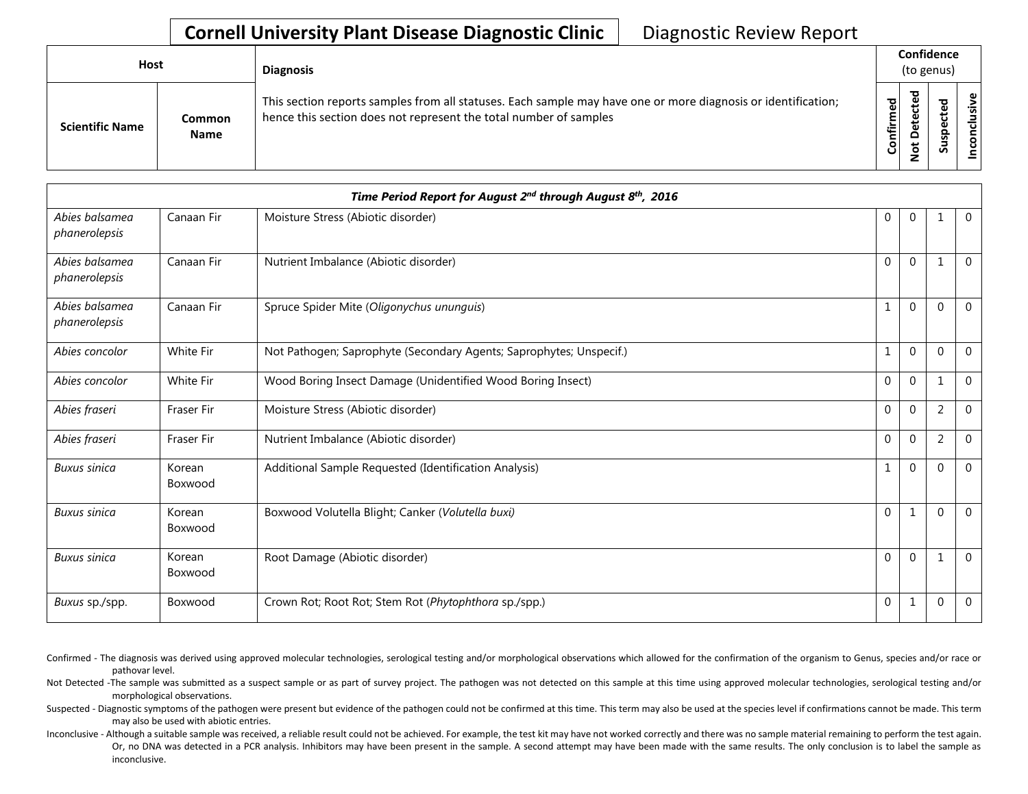**Cornell University Plant Disease Diagnostic Clinic** Diagnostic Review Report

| Host | | Diagnosis | Confidence (to genus) | | | |
|---|---|---|---|---|---|---|
| Scientific Name | Common Name | This section reports samples from all statuses. Each sample may have one or more diagnosis or identification; hence this section does not represent the total number of samples | Confirmed | Not Detected | Suspected | Inconclusive |
| ***Time Period Report for August 2nd through August 8th, 2016*** | | | | | | |
| *Abies balsamea phanerolepsis* | Canaan Fir | Moisture Stress (Abiotic disorder) | 0 | 0 | 1 | 0 |
| *Abies balsamea phanerolepsis* | Canaan Fir | Nutrient Imbalance (Abiotic disorder) | 0 | 0 | 1 | 0 |
| *Abies balsamea phanerolepsis* | Canaan Fir | Spruce Spider Mite (*Oligonychus ununguis*) | 1 | 0 | 0 | 0 |
| *Abies concolor* | White Fir | Not Pathogen; Saprophyte (Secondary Agents; Saprophytes; Unspecif.) | 1 | 0 | 0 | 0 |
| *Abies concolor* | White Fir | Wood Boring Insect Damage (Unidentified Wood Boring Insect) | 0 | 0 | 1 | 0 |
| *Abies fraseri* | Fraser Fir | Moisture Stress (Abiotic disorder) | 0 | 0 | 2 | 0 |
| *Abies fraseri* | Fraser Fir | Nutrient Imbalance (Abiotic disorder) | 0 | 0 | 2 | 0 |
| *Buxus sinica* | Korean Boxwood | Additional Sample Requested (Identification Analysis) | 1 | 0 | 0 | 0 |
| *Buxus sinica* | Korean Boxwood | Boxwood Volutella Blight; Canker (*Volutella buxi)* | 0 | 1 | 0 | 0 |
| *Buxus sinica* | Korean Boxwood | Root Damage (Abiotic disorder) | 0 | 0 | 1 | 0 |
| *Buxus* sp./spp. | Boxwood | Crown Rot; Root Rot; Stem Rot (*Phytophthora* sp./spp.) | 0 | 1 | 0 | 0 |

Confirmed - The diagnosis was derived using approved molecular technologies, serological testing and/or morphological observations which allowed for the confirmation of the organism to Genus, species and/or race or pathovar level.

Not Detected -The sample was submitted as a suspect sample or as part of survey project. The pathogen was not detected on this sample at this time using approved molecular technologies, serological testing and/or morphological observations.

Suspected - Diagnostic symptoms of the pathogen were present but evidence of the pathogen could not be confirmed at this time. This term may also be used at the species level if confirmations cannot be made. This term may also be used with abiotic entries.

Inconclusive - Although a suitable sample was received, a reliable result could not be achieved. For example, the test kit may have not worked correctly and there was no sample material remaining to perform the test again. Or, no DNA was detected in a PCR analysis. Inhibitors may have been present in the sample. A second attempt may have been made with the same results. The only conclusion is to label the sample as inconclusive.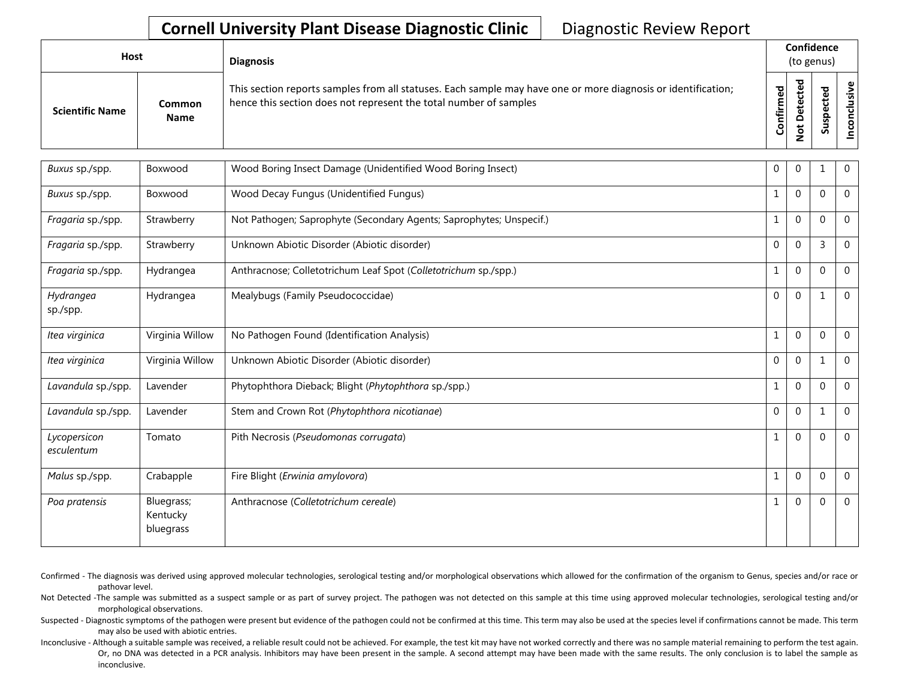# Cornell University Plant Disease Diagnostic Clinic

Diagnostic Review Report

| Host | | Diagnosis | Confidence (to genus) | | | |
|---|---|---|---|---|---|---|
| Scientific Name | Common Name | This section reports samples from all statuses. Each sample may have one or more diagnosis or identification; hence this section does not represent the total number of samples | Confirmed | Not Detected | Suspected | Inconclusive |
| *Buxus* sp./spp. | Boxwood | Wood Boring Insect Damage (Unidentified Wood Boring Insect) | 0 | 0 | 1 | 0 |
| *Buxus* sp./spp. | Boxwood | Wood Decay Fungus (Unidentified Fungus) | 1 | 0 | 0 | 0 |
| *Fragaria* sp./spp. | Strawberry | Not Pathogen; Saprophyte (Secondary Agents; Saprophytes; Unspecif.) | 1 | 0 | 0 | 0 |
| *Fragaria* sp./spp. | Strawberry | Unknown Abiotic Disorder (Abiotic disorder) | 0 | 0 | 3 | 0 |
| *Fragaria* sp./spp. | Hydrangea | Anthracnose; Colletotrichum Leaf Spot (*Colletotrichum* sp./spp.) | 1 | 0 | 0 | 0 |
| *Hydrangea* sp./spp. | Hydrangea | Mealybugs (Family Pseudococcidae) | 0 | 0 | 1 | 0 |
| *Itea virginica* | Virginia Willow | No Pathogen Found (Identification Analysis) | 1 | 0 | 0 | 0 |
| *Itea virginica* | Virginia Willow | Unknown Abiotic Disorder (Abiotic disorder) | 0 | 0 | 1 | 0 |
| *Lavandula* sp./spp. | Lavender | Phytophthora Dieback; Blight (*Phytophthora* sp./spp.) | 1 | 0 | 0 | 0 |
| *Lavandula* sp./spp. | Lavender | Stem and Crown Rot (*Phytophthora nicotianae*) | 0 | 0 | 1 | 0 |
| *Lycopersicon esculentum* | Tomato | Pith Necrosis (*Pseudomonas corrugata*) | 1 | 0 | 0 | 0 |
| *Malus* sp./spp. | Crabapple | Fire Blight (*Erwinia amylovora*) | 1 | 0 | 0 | 0 |
| *Poa pratensis* | Bluegrass; Kentucky bluegrass | Anthracnose (*Colletotrichum cereale*) | 1 | 0 | 0 | 0 |

Confirmed - The diagnosis was derived using approved molecular technologies, serological testing and/or morphological observations which allowed for the confirmation of the organism to Genus, species and/or race or pathovar level.

Not Detected -The sample was submitted as a suspect sample or as part of survey project. The pathogen was not detected on this sample at this time using approved molecular technologies, serological testing and/or morphological observations.

Suspected - Diagnostic symptoms of the pathogen were present but evidence of the pathogen could not be confirmed at this time. This term may also be used at the species level if confirmations cannot be made. This term may also be used with abiotic entries.

Inconclusive - Although a suitable sample was received, a reliable result could not be achieved. For example, the test kit may have not worked correctly and there was no sample material remaining to perform the test again. Or, no DNA was detected in a PCR analysis. Inhibitors may have been present in the sample. A second attempt may have been made with the same results. The only conclusion is to label the sample as inconclusive.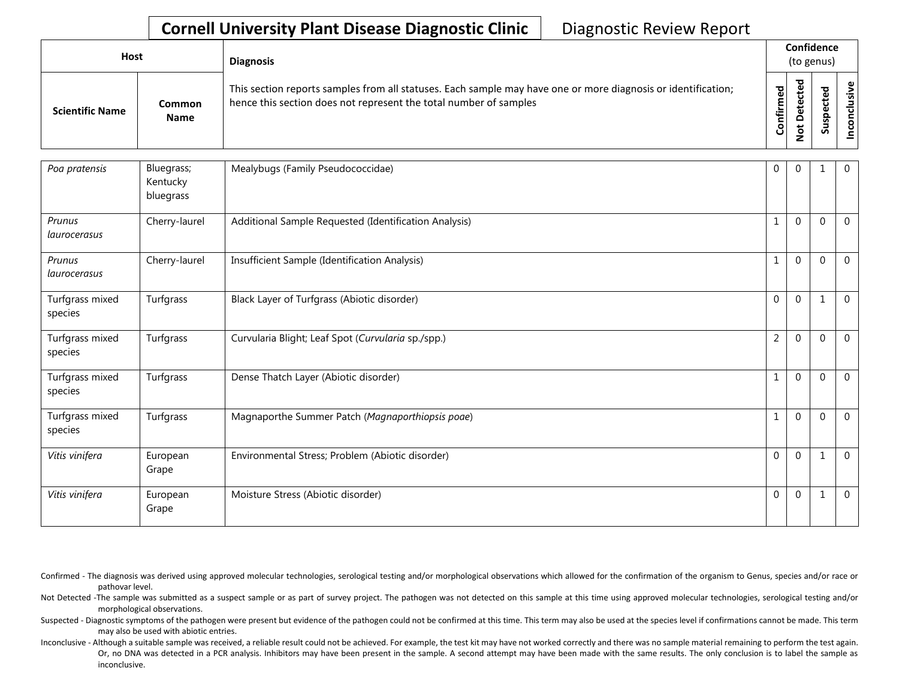# Cornell University Plant Disease Diagnostic Clinic

Diagnostic Review Report

| Host | | Diagnosis | Confidence (to genus) | | | |
|---|---|---|---|---|---|---|
| Scientific Name | Common Name | This section reports samples from all statuses. Each sample may have one or more diagnosis or identification; hence this section does not represent the total number of samples | Confirmed | Not Detected | Suspected | Inconclusive |
| *Poa pratensis* | Bluegrass; Kentucky bluegrass | Mealybugs (Family Pseudococcidae) | 0 | 0 | 1 | 0 |
| *Prunus laurocerasus* | Cherry-laurel | Additional Sample Requested (Identification Analysis) | 1 | 0 | 0 | 0 |
| *Prunus laurocerasus* | Cherry-laurel | Insufficient Sample (Identification Analysis) | 1 | 0 | 0 | 0 |
| Turfgrass mixed species | Turfgrass | Black Layer of Turfgrass (Abiotic disorder) | 0 | 0 | 1 | 0 |
| Turfgrass mixed species | Turfgrass | Curvularia Blight; Leaf Spot (*Curvularia* sp./spp.) | 2 | 0 | 0 | 0 |
| Turfgrass mixed species | Turfgrass | Dense Thatch Layer (Abiotic disorder) | 1 | 0 | 0 | 0 |
| Turfgrass mixed species | Turfgrass | Magnaporthe Summer Patch (*Magnaporthiopsis poae*) | 1 | 0 | 0 | 0 |
| *Vitis vinifera* | European Grape | Environmental Stress; Problem (Abiotic disorder) | 0 | 0 | 1 | 0 |
| *Vitis vinifera* | European Grape | Moisture Stress (Abiotic disorder) | 0 | 0 | 1 | 0 |

Confirmed - The diagnosis was derived using approved molecular technologies, serological testing and/or morphological observations which allowed for the confirmation of the organism to Genus, species and/or race or pathovar level.

Not Detected -The sample was submitted as a suspect sample or as part of survey project. The pathogen was not detected on this sample at this time using approved molecular technologies, serological testing and/or morphological observations.

Suspected - Diagnostic symptoms of the pathogen were present but evidence of the pathogen could not be confirmed at this time. This term may also be used at the species level if confirmations cannot be made. This term may also be used with abiotic entries.

Inconclusive - Although a suitable sample was received, a reliable result could not be achieved. For example, the test kit may have not worked correctly and there was no sample material remaining to perform the test again. Or, no DNA was detected in a PCR analysis. Inhibitors may have been present in the sample. A second attempt may have been made with the same results. The only conclusion is to label the sample as inconclusive.